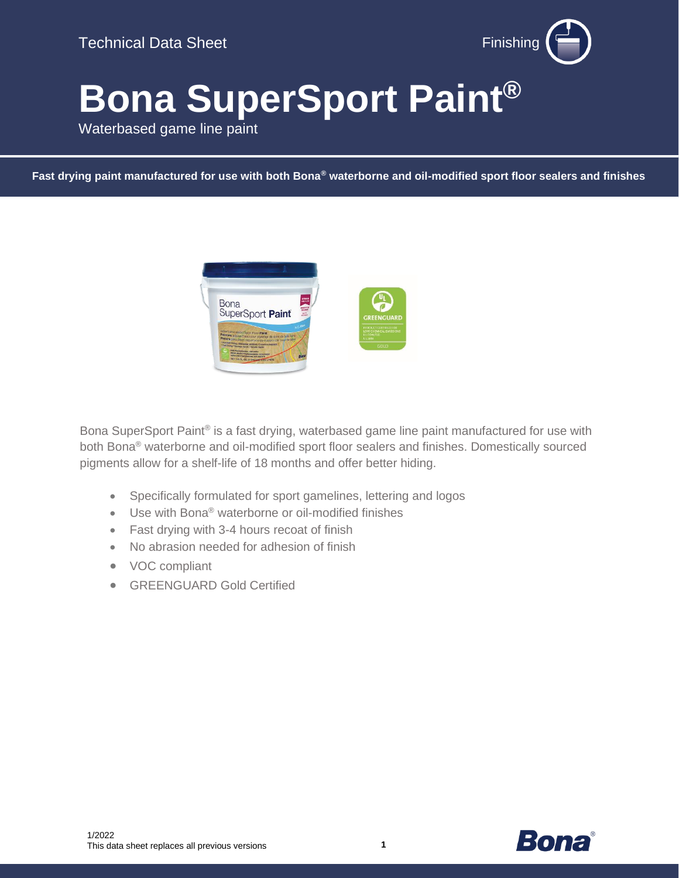Technical Data Sheet

Finishing

# Bona SuperSport Paint®

Waterbased game line paint

**Fast drying paint manufactured for use with both Bona® waterborne and oil-modified sport floor sealers and finishes**

Bona SuperSport Paint® is a fast drying, waterbased game line paint manufactured for use with both Bona® waterborne and oil-modified sport floor sealers and finishes. Domestically sourced pigments allow for a shelf-life of 18 months and offer better hiding.

- Specifically formulated for sport gamelines, lettering and logos
- Use with Bona® waterborne or oil-modified finishes
- Fast drying with 3-4 hours recoat of finish
- No abrasion needed for adhesion of finish
- VOC compliant
- GREENGUARD Gold Certified

1/2022
This data sheet replaces all previous versions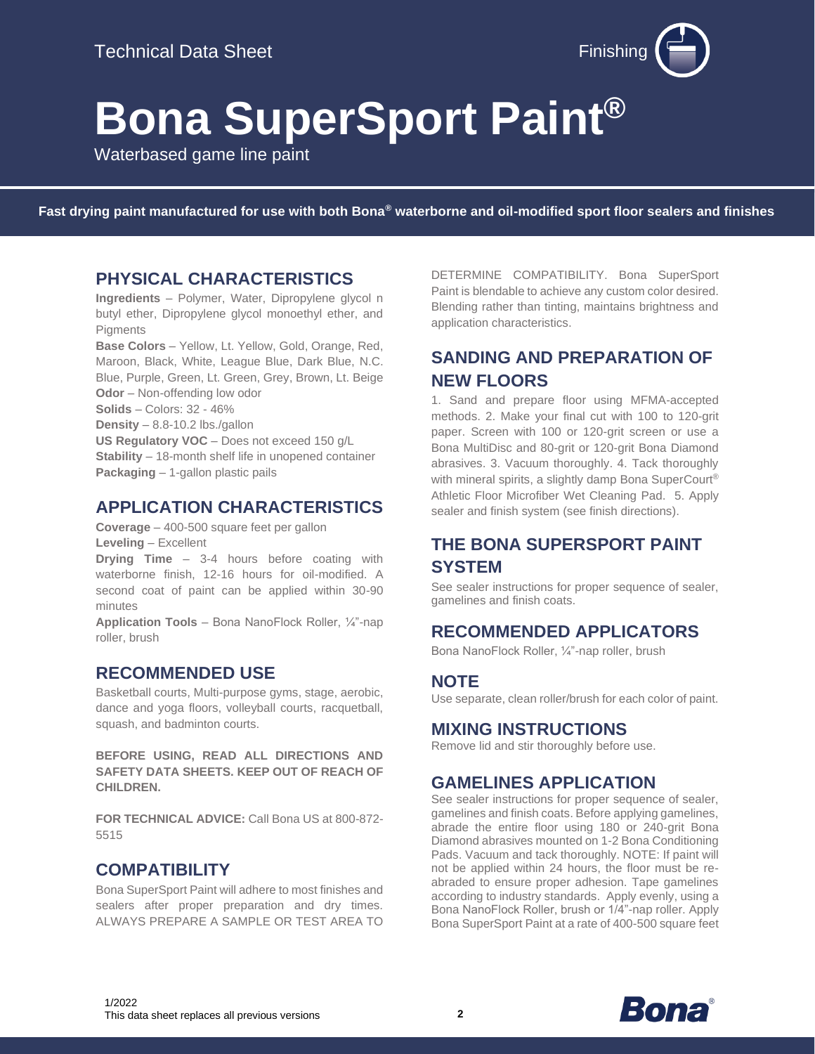Technical Data Sheet

Finishing

# Bona SuperSport Paint®

Waterbased game line paint

**Fast drying paint manufactured for use with both Bona® waterborne and oil-modified sport floor sealers and finishes**

## PHYSICAL CHARACTERISTICS

**Ingredients** – Polymer, Water, Dipropylene glycol n butyl ether, Dipropylene glycol monoethyl ether, and Pigments

**Base Colors** – Yellow, Lt. Yellow, Gold, Orange, Red, Maroon, Black, White, League Blue, Dark Blue, N.C. Blue, Purple, Green, Lt. Green, Grey, Brown, Lt. Beige

**Odor** – Non-offending low odor

**Solids** – Colors: 32 - 46%

**Density** – 8.8-10.2 lbs./gallon

**US Regulatory VOC** – Does not exceed 150 g/L

**Stability** – 18-month shelf life in unopened container

**Packaging** – 1-gallon plastic pails

## APPLICATION CHARACTERISTICS

**Coverage** – 400-500 square feet per gallon

**Leveling** – Excellent

**Drying Time** – 3-4 hours before coating with waterborne finish, 12-16 hours for oil-modified. A second coat of paint can be applied within 30-90 minutes

**Application Tools** – Bona NanoFlock Roller, ¼"-nap roller, brush

## RECOMMENDED USE

Basketball courts, Multi-purpose gyms, stage, aerobic, dance and yoga floors, volleyball courts, racquetball, squash, and badminton courts.

**BEFORE USING, READ ALL DIRECTIONS AND SAFETY DATA SHEETS. KEEP OUT OF REACH OF CHILDREN.**

**FOR TECHNICAL ADVICE:** Call Bona US at 800-872-5515

## COMPATIBILITY

Bona SuperSport Paint will adhere to most finishes and sealers after proper preparation and dry times. ALWAYS PREPARE A SAMPLE OR TEST AREA TO DETERMINE COMPATIBILITY. Bona SuperSport Paint is blendable to achieve any custom color desired. Blending rather than tinting, maintains brightness and application characteristics.

## SANDING AND PREPARATION OF NEW FLOORS

1. Sand and prepare floor using MFMA-accepted methods. 2. Make your final cut with 100 to 120-grit paper. Screen with 100 or 120-grit screen or use a Bona MultiDisc and 80-grit or 120-grit Bona Diamond abrasives. 3. Vacuum thoroughly. 4. Tack thoroughly with mineral spirits, a slightly damp Bona SuperCourt® Athletic Floor Microfiber Wet Cleaning Pad. 5. Apply sealer and finish system (see finish directions).

## THE BONA SUPERSPORT PAINT SYSTEM

See sealer instructions for proper sequence of sealer, gamelines and finish coats.

## RECOMMENDED APPLICATORS

Bona NanoFlock Roller, ¼"-nap roller, brush

## NOTE

Use separate, clean roller/brush for each color of paint.

## MIXING INSTRUCTIONS

Remove lid and stir thoroughly before use.

## GAMELINES APPLICATION

See sealer instructions for proper sequence of sealer, gamelines and finish coats. Before applying gamelines, abrade the entire floor using 180 or 240-grit Bona Diamond abrasives mounted on 1-2 Bona Conditioning Pads. Vacuum and tack thoroughly. NOTE: If paint will not be applied within 24 hours, the floor must be re-abraded to ensure proper adhesion. Tape gamelines according to industry standards. Apply evenly, using a Bona NanoFlock Roller, brush or 1/4"-nap roller. Apply Bona SuperSport Paint at a rate of 400-500 square feet

1/2022
This data sheet replaces all previous versions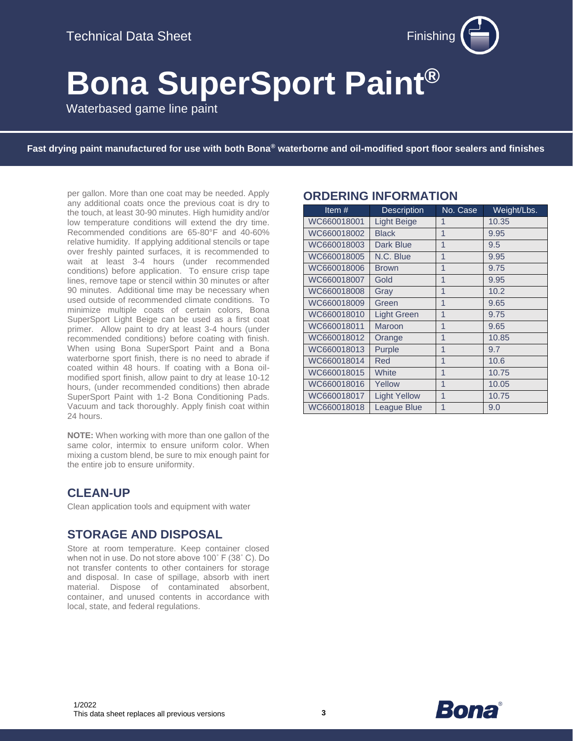Technical Data Sheet

Finishing

# Bona SuperSport Paint®

Waterbased game line paint

**Fast drying paint manufactured for use with both Bona® waterborne and oil-modified sport floor sealers and finishes**

per gallon. More than one coat may be needed. Apply any additional coats once the previous coat is dry to the touch, at least 30-90 minutes. High humidity and/or low temperature conditions will extend the dry time. Recommended conditions are 65-80°F and 40-60% relative humidity. If applying additional stencils or tape over freshly painted surfaces, it is recommended to wait at least 3-4 hours (under recommended conditions) before application. To ensure crisp tape lines, remove tape or stencil within 30 minutes or after 90 minutes. Additional time may be necessary when used outside of recommended climate conditions. To minimize multiple coats of certain colors, Bona SuperSport Light Beige can be used as a first coat primer. Allow paint to dry at least 3-4 hours (under recommended conditions) before coating with finish. When using Bona SuperSport Paint and a Bona waterborne sport finish, there is no need to abrade if coated within 48 hours. If coating with a Bona oil-modified sport finish, allow paint to dry at lease 10-12 hours, (under recommended conditions) then abrade SuperSport Paint with 1-2 Bona Conditioning Pads. Vacuum and tack thoroughly. Apply finish coat within 24 hours.

**NOTE:** When working with more than one gallon of the same color, intermix to ensure uniform color. When mixing a custom blend, be sure to mix enough paint for the entire job to ensure uniformity.

## CLEAN-UP

Clean application tools and equipment with water

## STORAGE AND DISPOSAL

Store at room temperature. Keep container closed when not in use. Do not store above 100˚ F (38˚ C). Do not transfer contents to other containers for storage and disposal. In case of spillage, absorb with inert material. Dispose of contaminated absorbent, container, and unused contents in accordance with local, state, and federal regulations.

## ORDERING INFORMATION

| Item # | Description | No. Case | Weight/Lbs. |
|---|---|---|---|
| WC660018001 | Light Beige | 1 | 10.35 |
| WC660018002 | Black | 1 | 9.95 |
| WC660018003 | Dark Blue | 1 | 9.5 |
| WC660018005 | N.C. Blue | 1 | 9.95 |
| WC660018006 | Brown | 1 | 9.75 |
| WC660018007 | Gold | 1 | 9.95 |
| WC660018008 | Gray | 1 | 10.2 |
| WC660018009 | Green | 1 | 9.65 |
| WC660018010 | Light Green | 1 | 9.75 |
| WC660018011 | Maroon | 1 | 9.65 |
| WC660018012 | Orange | 1 | 10.85 |
| WC660018013 | Purple | 1 | 9.7 |
| WC660018014 | Red | 1 | 10.6 |
| WC660018015 | White | 1 | 10.75 |
| WC660018016 | Yellow | 1 | 10.05 |
| WC660018017 | Light Yellow | 1 | 10.75 |
| WC660018018 | League Blue | 1 | 9.0 |

1/2022
This data sheet replaces all previous versions